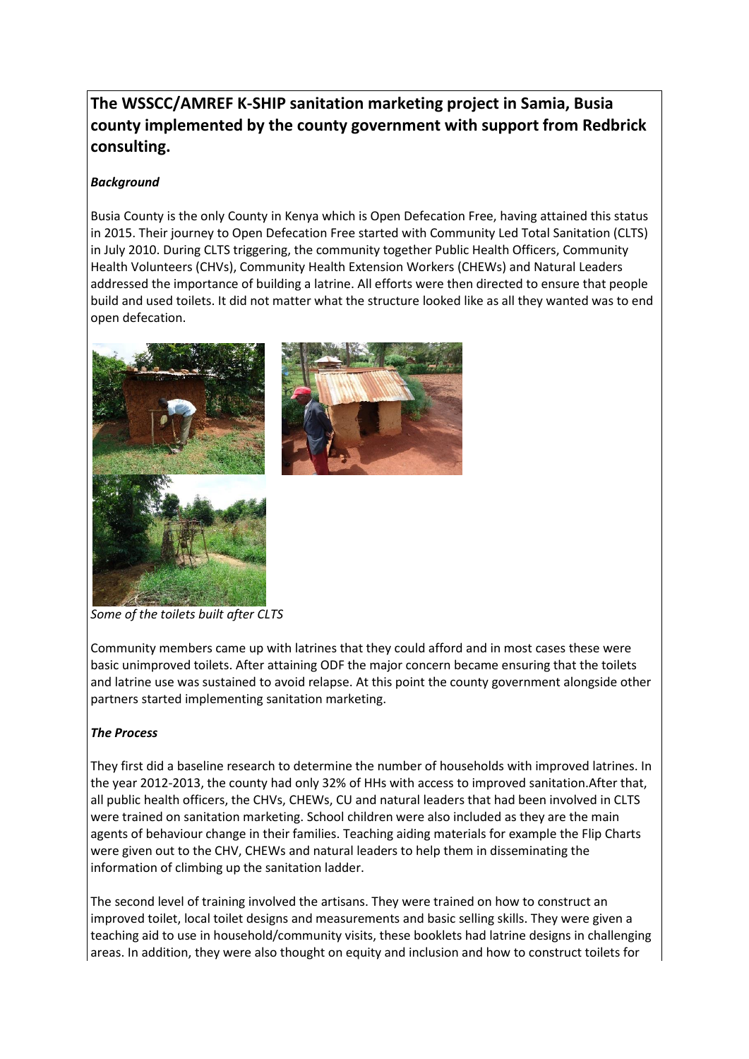**The WSSCC/AMREF K-SHIP sanitation marketing project in Samia, Busia county implemented by the county government with support from Redbrick consulting.**

***Background***

Busia County is the only County in Kenya which is Open Defecation Free, having attained this status in 2015. Their journey to Open Defecation Free started with Community Led Total Sanitation (CLTS) in July 2010. During CLTS triggering, the community together Public Health Officers, Community Health Volunteers (CHVs), Community Health Extension Workers (CHEWs) and Natural Leaders addressed the importance of building a latrine. All efforts were then directed to ensure that people build and used toilets. It did not matter what the structure looked like as all they wanted was to end open defecation.

*Some of the toilets built after CLTS*

Community members came up with latrines that they could afford and in most cases these were basic unimproved toilets. After attaining ODF the major concern became ensuring that the toilets and latrine use was sustained to avoid relapse. At this point the county government alongside other partners started implementing sanitation marketing.

***The Process***

They first did a baseline research to determine the number of households with improved latrines. In the year 2012-2013, the county had only 32% of HHs with access to improved sanitation.After that, all public health officers, the CHVs, CHEWs, CU and natural leaders that had been involved in CLTS were trained on sanitation marketing. School children were also included as they are the main agents of behaviour change in their families. Teaching aiding materials for example the Flip Charts were given out to the CHV, CHEWs and natural leaders to help them in disseminating the information of climbing up the sanitation ladder.

The second level of training involved the artisans. They were trained on how to construct an improved toilet, local toilet designs and measurements and basic selling skills. They were given a teaching aid to use in household/community visits, these booklets had latrine designs in challenging areas. In addition, they were also thought on equity and inclusion and how to construct toilets for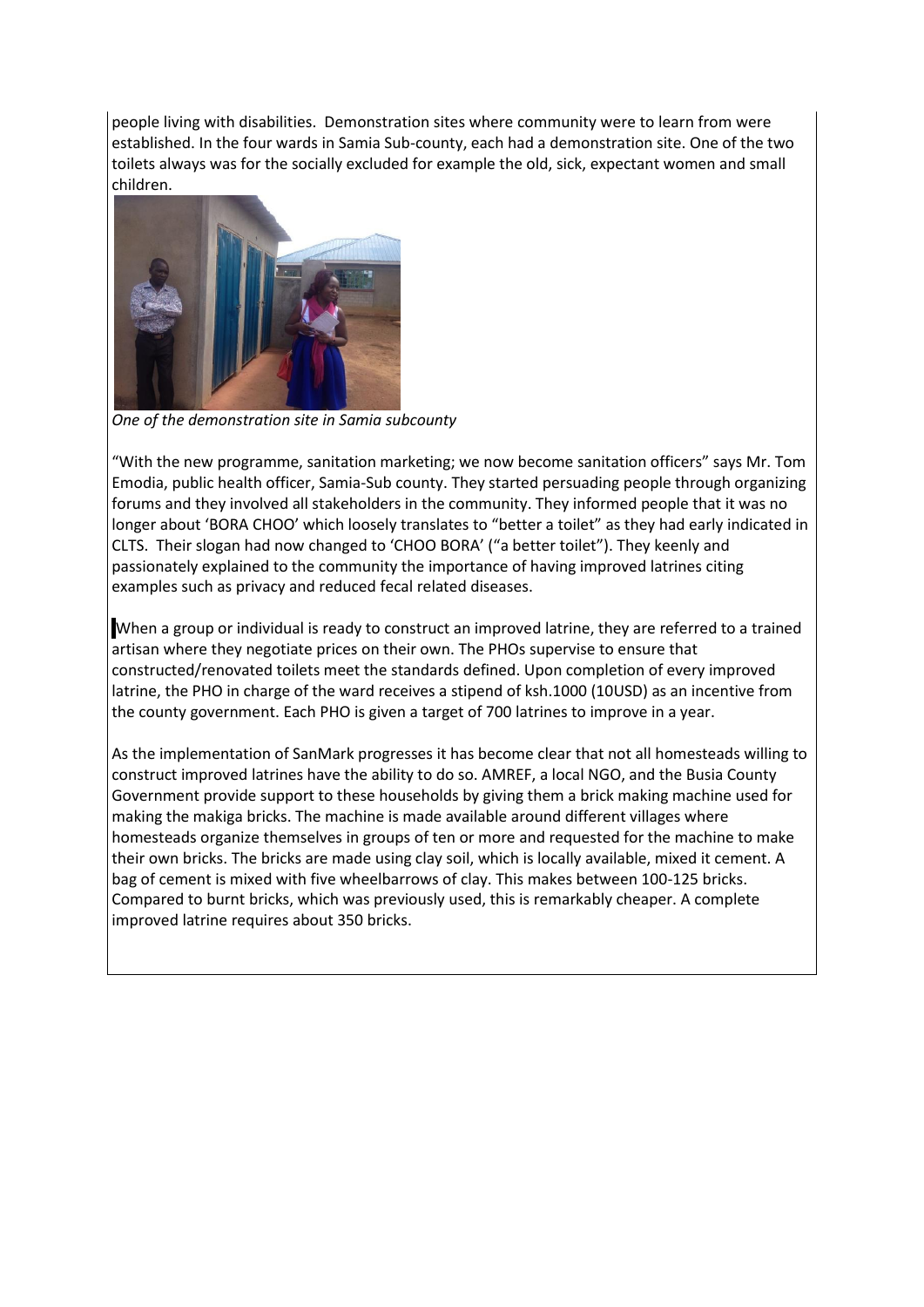people living with disabilities. Demonstration sites where community were to learn from were established. In the four wards in Samia Sub-county, each had a demonstration site. One of the two toilets always was for the socially excluded for example the old, sick, expectant women and small children.

*One of the demonstration site in Samia subcounty*

"With the new programme, sanitation marketing; we now become sanitation officers" says Mr. Tom Emodia, public health officer, Samia-Sub county. They started persuading people through organizing forums and they involved all stakeholders in the community. They informed people that it was no longer about 'BORA CHOO' which loosely translates to "better a toilet" as they had early indicated in CLTS. Their slogan had now changed to 'CHOO BORA' ("a better toilet"). They keenly and passionately explained to the community the importance of having improved latrines citing examples such as privacy and reduced fecal related diseases.

When a group or individual is ready to construct an improved latrine, they are referred to a trained artisan where they negotiate prices on their own. The PHOs supervise to ensure that constructed/renovated toilets meet the standards defined. Upon completion of every improved latrine, the PHO in charge of the ward receives a stipend of ksh.1000 (10USD) as an incentive from the county government. Each PHO is given a target of 700 latrines to improve in a year.

As the implementation of SanMark progresses it has become clear that not all homesteads willing to construct improved latrines have the ability to do so. AMREF, a local NGO, and the Busia County Government provide support to these households by giving them a brick making machine used for making the makiga bricks. The machine is made available around different villages where homesteads organize themselves in groups of ten or more and requested for the machine to make their own bricks. The bricks are made using clay soil, which is locally available, mixed it cement. A bag of cement is mixed with five wheelbarrows of clay. This makes between 100-125 bricks. Compared to burnt bricks, which was previously used, this is remarkably cheaper. A complete improved latrine requires about 350 bricks.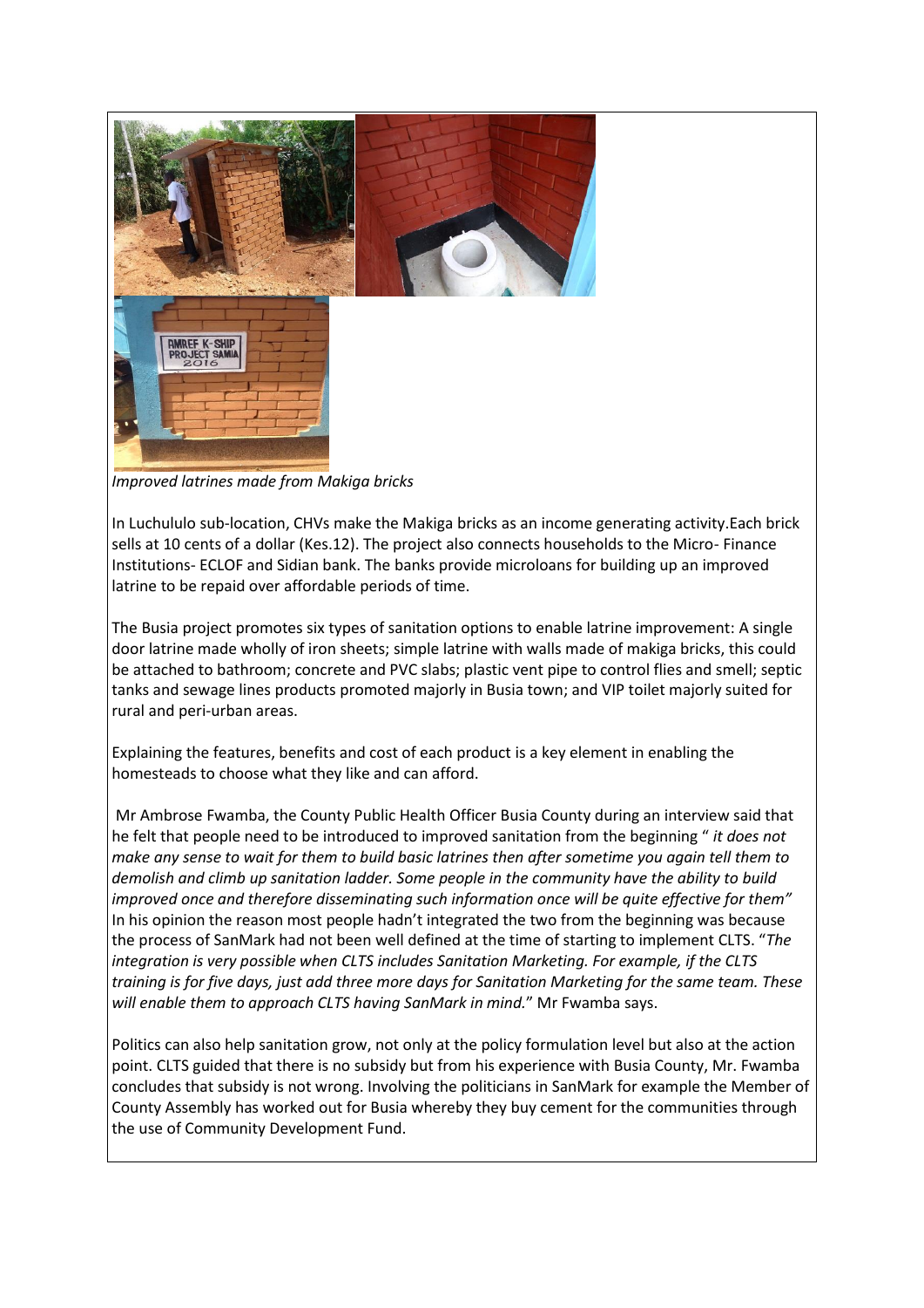*Improved latrines made from Makiga bricks*

In Luchululo sub-location, CHVs make the Makiga bricks as an income generating activity.Each brick sells at 10 cents of a dollar (Kes.12). The project also connects households to the Micro- Finance Institutions- ECLOF and Sidian bank. The banks provide microloans for building up an improved latrine to be repaid over affordable periods of time.

The Busia project promotes six types of sanitation options to enable latrine improvement: A single door latrine made wholly of iron sheets; simple latrine with walls made of makiga bricks, this could be attached to bathroom; concrete and PVC slabs; plastic vent pipe to control flies and smell; septic tanks and sewage lines products promoted majorly in Busia town; and VIP toilet majorly suited for rural and peri-urban areas.

Explaining the features, benefits and cost of each product is a key element in enabling the homesteads to choose what they like and can afford.

Mr Ambrose Fwamba, the County Public Health Officer Busia County during an interview said that he felt that people need to be introduced to improved sanitation from the beginning " *it does not make any sense to wait for them to build basic latrines then after sometime you again tell them to demolish and climb up sanitation ladder. Some people in the community have the ability to build improved once and therefore disseminating such information once will be quite effective for them"* In his opinion the reason most people hadn't integrated the two from the beginning was because the process of SanMark had not been well defined at the time of starting to implement CLTS. "*The integration is very possible when CLTS includes Sanitation Marketing. For example, if the CLTS training is for five days, just add three more days for Sanitation Marketing for the same team. These will enable them to approach CLTS having SanMark in mind.*" Mr Fwamba says.

Politics can also help sanitation grow, not only at the policy formulation level but also at the action point. CLTS guided that there is no subsidy but from his experience with Busia County, Mr. Fwamba concludes that subsidy is not wrong. Involving the politicians in SanMark for example the Member of County Assembly has worked out for Busia whereby they buy cement for the communities through the use of Community Development Fund.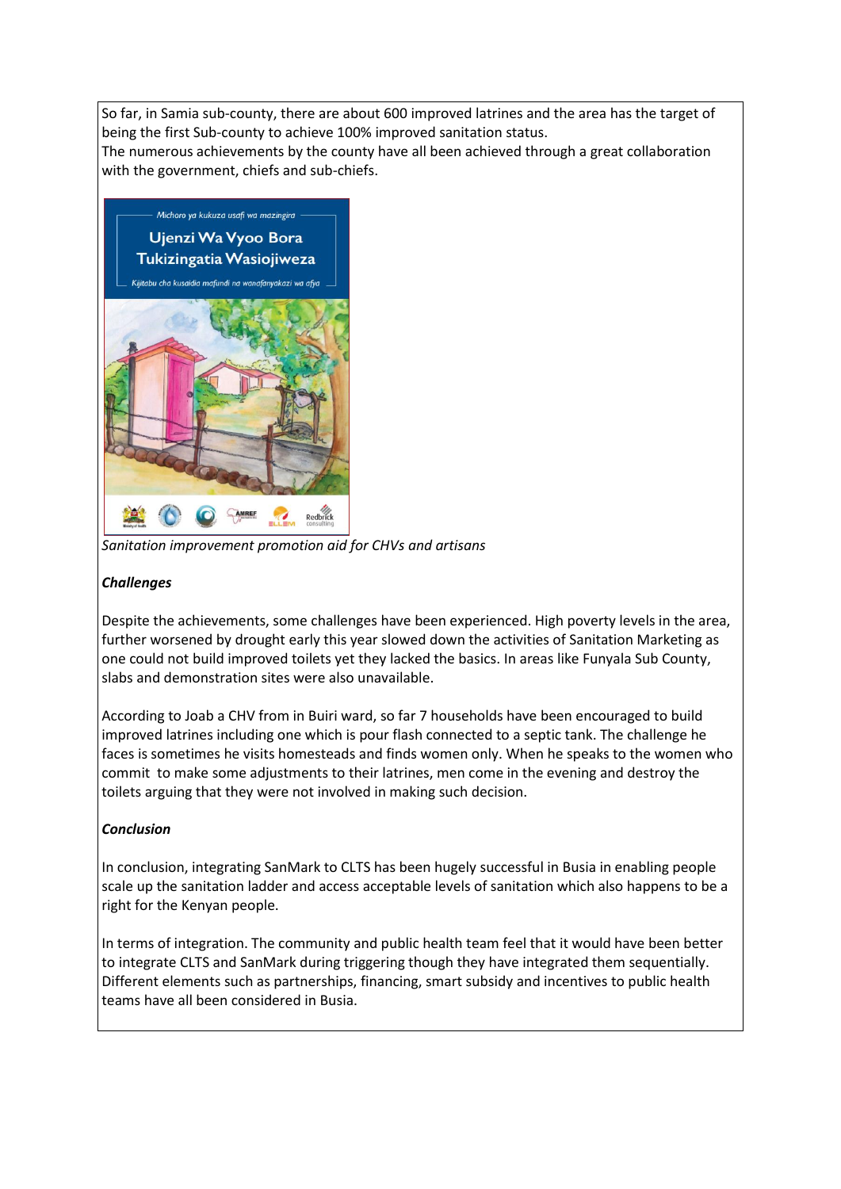So far, in Samia sub-county, there are about 600 improved latrines and the area has the target of being the first Sub-county to achieve 100% improved sanitation status.
The numerous achievements by the county have all been achieved through a great collaboration with the government, chiefs and sub-chiefs.

*Sanitation improvement promotion aid for CHVs and artisans*

***Challenges***

Despite the achievements, some challenges have been experienced. High poverty levels in the area, further worsened by drought early this year slowed down the activities of Sanitation Marketing as one could not build improved toilets yet they lacked the basics. In areas like Funyala Sub County, slabs and demonstration sites were also unavailable.

According to Joab a CHV from in Buiri ward, so far 7 households have been encouraged to build improved latrines including one which is pour flash connected to a septic tank. The challenge he faces is sometimes he visits homesteads and finds women only. When he speaks to the women who commit to make some adjustments to their latrines, men come in the evening and destroy the toilets arguing that they were not involved in making such decision.

***Conclusion***

In conclusion, integrating SanMark to CLTS has been hugely successful in Busia in enabling people scale up the sanitation ladder and access acceptable levels of sanitation which also happens to be a right for the Kenyan people.

In terms of integration. The community and public health team feel that it would have been better to integrate CLTS and SanMark during triggering though they have integrated them sequentially. Different elements such as partnerships, financing, smart subsidy and incentives to public health teams have all been considered in Busia.